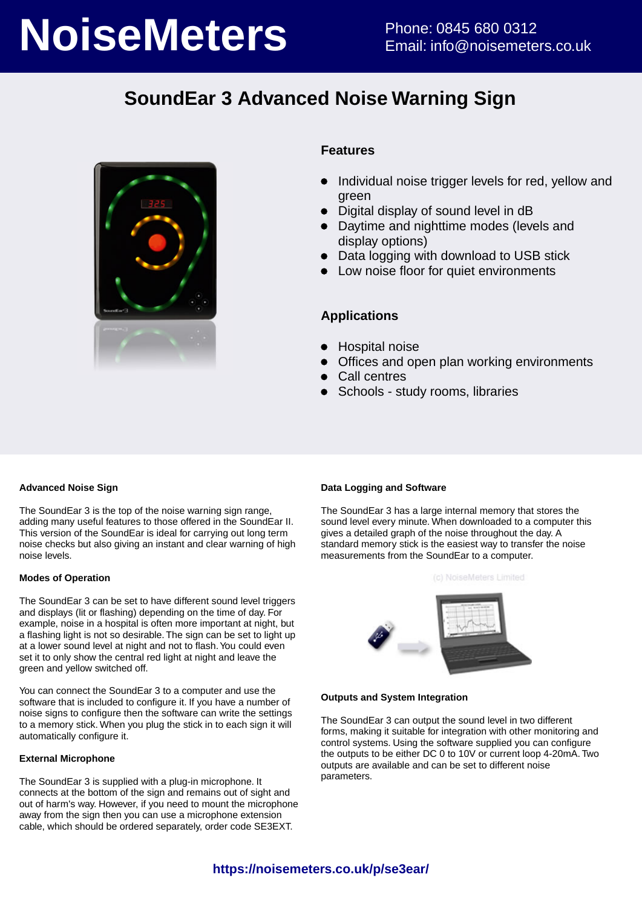# NoiseMeters

Phone: 0845 680 0312
Email: info@noisemeters.co.uk

## SoundEar 3 Advanced Noise Warning Sign

### Features

- Individual noise trigger levels for red, yellow and green
- Digital display of sound level in dB
- Daytime and nighttime modes (levels and display options)
- Data logging with download to USB stick
- Low noise floor for quiet environments

### Applications

- Hospital noise
- Offices and open plan working environments
- Call centres
- Schools - study rooms, libraries

#### Advanced Noise Sign

The SoundEar 3 is the top of the noise warning sign range, adding many useful features to those offered in the SoundEar II. This version of the SoundEar is ideal for carrying out long term noise checks but also giving an instant and clear warning of high noise levels.

#### Modes of Operation

The SoundEar 3 can be set to have different sound level triggers and displays (lit or flashing) depending on the time of day. For example, noise in a hospital is often more important at night, but a flashing light is not so desirable. The sign can be set to light up at a lower sound level at night and not to flash. You could even set it to only show the central red light at night and leave the green and yellow switched off.

You can connect the SoundEar 3 to a computer and use the software that is included to configure it. If you have a number of noise signs to configure then the software can write the settings to a memory stick. When you plug the stick in to each sign it will automatically configure it.

#### External Microphone

The SoundEar 3 is supplied with a plug-in microphone. It connects at the bottom of the sign and remains out of sight and out of harm's way. However, if you need to mount the microphone away from the sign then you can use a microphone extension cable, which should be ordered separately, order code SE3EXT.

#### Data Logging and Software

The SoundEar 3 has a large internal memory that stores the sound level every minute. When downloaded to a computer this gives a detailed graph of the noise throughout the day. A standard memory stick is the easiest way to transfer the noise measurements from the SoundEar to a computer.

#### Outputs and System Integration

The SoundEar 3 can output the sound level in two different forms, making it suitable for integration with other monitoring and control systems. Using the software supplied you can configure the outputs to be either DC 0 to 10V or current loop 4-20mA. Two outputs are available and can be set to different noise parameters.

https://noisemeters.co.uk/p/se3ear/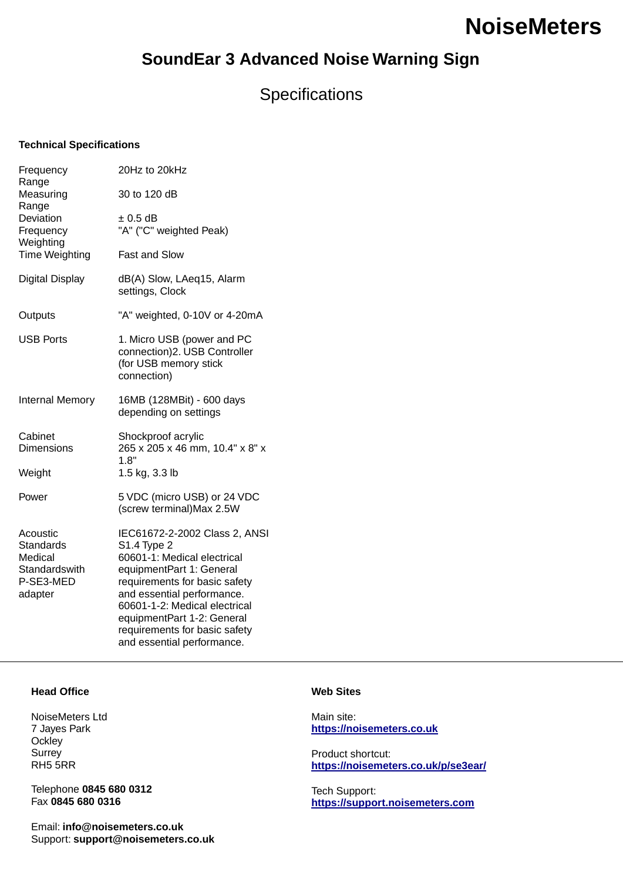# NoiseMeters

## SoundEar 3 Advanced Noise Warning Sign

### Specifications

**Technical Specifications**

| | |
|---|---|
| Frequency Range | 20Hz to 20kHz |
| Measuring Range | 30 to 120 dB |
| Deviation | ± 0.5 dB |
| Frequency Weighting | "A" ("C" weighted Peak) |
| Time Weighting | Fast and Slow |
| Digital Display | dB(A) Slow, LAeq15, Alarm settings, Clock |
| Outputs | "A" weighted, 0-10V or 4-20mA |
| USB Ports | 1. Micro USB (power and PC connection)2. USB Controller (for USB memory stick connection) |
| Internal Memory | 16MB (128MBit) - 600 days depending on settings |
| Cabinet | Shockproof acrylic |
| Dimensions | 265 x 205 x 46 mm, 10.4" x 8" x 1.8" |
| Weight | 1.5 kg, 3.3 lb |
| Power | 5 VDC (micro USB) or 24 VDC (screw terminal)Max 2.5W |
| Acoustic Standards | IEC61672-2-2002 Class 2, ANSI S1.4 Type 2 |
| Medical Standardswith P-SE3-MED adapter | 60601-1: Medical electrical equipmentPart 1: General requirements for basic safety and essential performance. 60601-1-2: Medical electrical equipmentPart 1-2: General requirements for basic safety and essential performance. |

**Head Office**

NoiseMeters Ltd
7 Jayes Park
Ockley
Surrey
RH5 5RR

Telephone **0845 680 0312**
Fax **0845 680 0316**

Email: **info@noisemeters.co.uk**
Support: **support@noisemeters.co.uk**

**Web Sites**

Main site:
**https://noisemeters.co.uk**

Product shortcut:
**https://noisemeters.co.uk/p/se3ear/**

Tech Support:
**https://support.noisemeters.com**